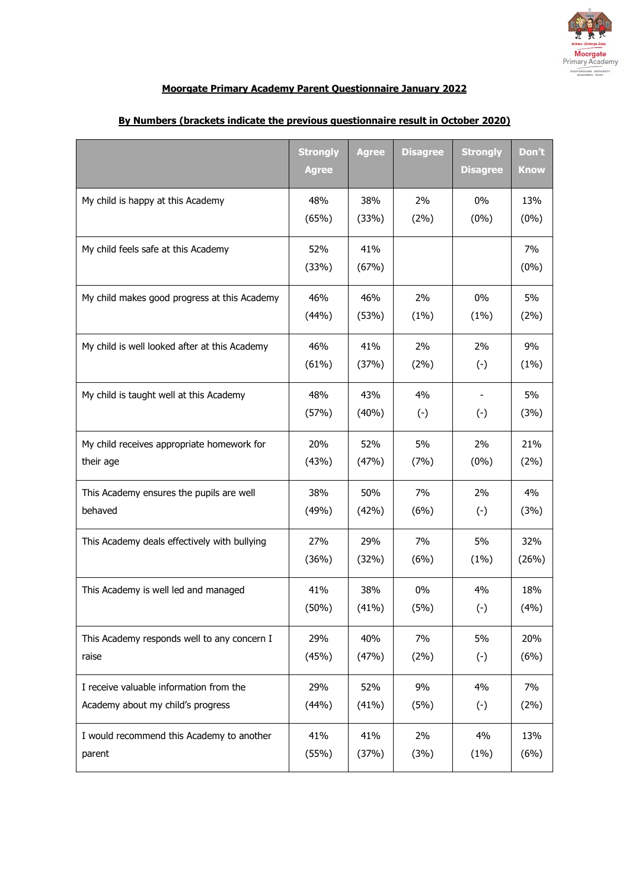**Moorgate Primary Academy Parent Questionnaire January 2022**

**By Numbers (brackets indicate the previous questionnaire result in October 2020)**

| | Strongly Agree | Agree | Disagree | Strongly Disagree | Don't Know |
|---|---|---|---|---|---|
| My child is happy at this Academy | 48% (65%) | 38% (33%) | 2% (2%) | 0% (0%) | 13% (0%) |
| My child feels safe at this Academy | 52% (33%) | 41% (67%) | | | 7% (0%) |
| My child makes good progress at this Academy | 46% (44%) | 46% (53%) | 2% (1%) | 0% (1%) | 5% (2%) |
| My child is well looked after at this Academy | 46% (61%) | 41% (37%) | 2% (2%) | 2% (-) | 9% (1%) |
| My child is taught well at this Academy | 48% (57%) | 43% (40%) | 4% (-) | - (-) | 5% (3%) |
| My child receives appropriate homework for their age | 20% (43%) | 52% (47%) | 5% (7%) | 2% (0%) | 21% (2%) |
| This Academy ensures the pupils are well behaved | 38% (49%) | 50% (42%) | 7% (6%) | 2% (-) | 4% (3%) |
| This Academy deals effectively with bullying | 27% (36%) | 29% (32%) | 7% (6%) | 5% (1%) | 32% (26%) |
| This Academy is well led and managed | 41% (50%) | 38% (41%) | 0% (5%) | 4% (-) | 18% (4%) |
| This Academy responds well to any concern I raise | 29% (45%) | 40% (47%) | 7% (2%) | 5% (-) | 20% (6%) |
| I receive valuable information from the Academy about my child's progress | 29% (44%) | 52% (41%) | 9% (5%) | 4% (-) | 7% (2%) |
| I would recommend this Academy to another parent | 41% (55%) | 41% (37%) | 2% (3%) | 4% (1%) | 13% (6%) |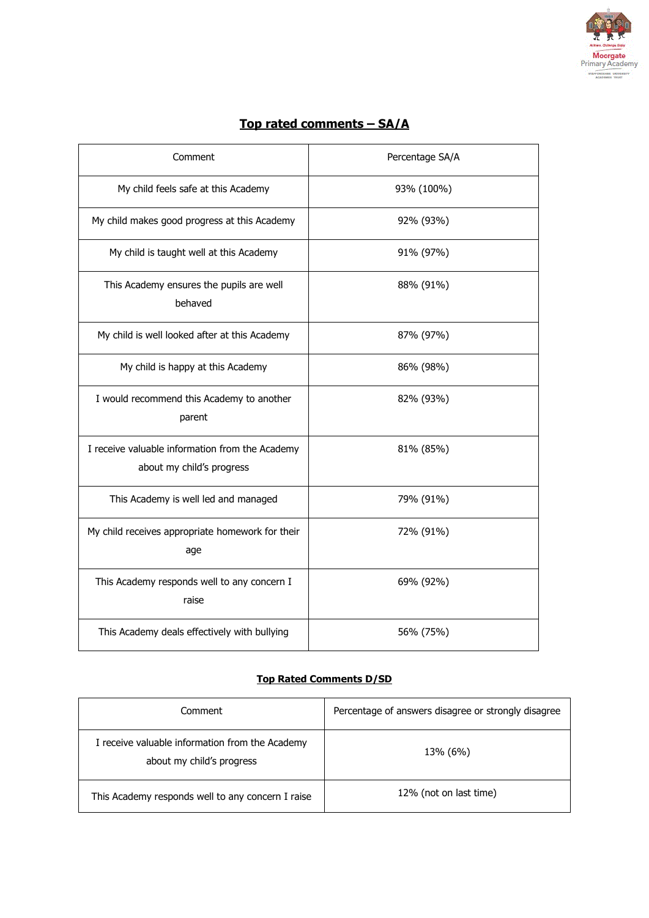## **Top rated comments – SA/A**

| Comment | Percentage SA/A |
|---|---|
| My child feels safe at this Academy | 93% (100%) |
| My child makes good progress at this Academy | 92% (93%) |
| My child is taught well at this Academy | 91% (97%) |
| This Academy ensures the pupils are well behaved | 88% (91%) |
| My child is well looked after at this Academy | 87% (97%) |
| My child is happy at this Academy | 86% (98%) |
| I would recommend this Academy to another parent | 82% (93%) |
| I receive valuable information from the Academy about my child's progress | 81% (85%) |
| This Academy is well led and managed | 79% (91%) |
| My child receives appropriate homework for their age | 72% (91%) |
| This Academy responds well to any concern I raise | 69% (92%) |
| This Academy deals effectively with bullying | 56% (75%) |

### **Top Rated Comments D/SD**

| Comment | Percentage of answers disagree or strongly disagree |
|---|---|
| I receive valuable information from the Academy about my child's progress | 13% (6%) |
| This Academy responds well to any concern I raise | 12% (not on last time) |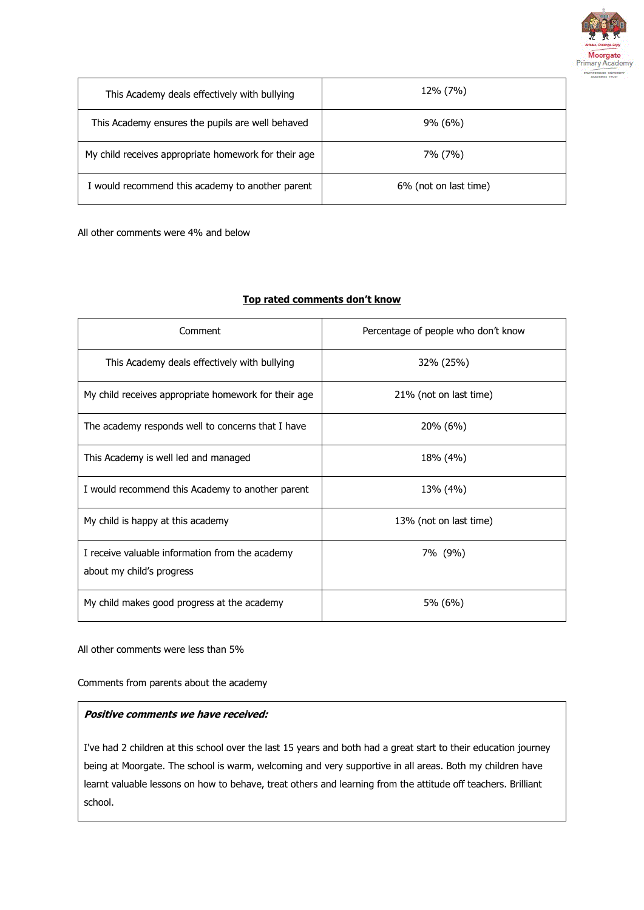| | |
|---|---|
| This Academy deals effectively with bullying | 12% (7%) |
| This Academy ensures the pupils are well behaved | 9% (6%) |
| My child receives appropriate homework for their age | 7% (7%) |
| I would recommend this academy to another parent | 6% (not on last time) |

All other comments were 4% and below

**Top rated comments don't know**

| Comment | Percentage of people who don't know |
|---|---|
| This Academy deals effectively with bullying | 32% (25%) |
| My child receives appropriate homework for their age | 21% (not on last time) |
| The academy responds well to concerns that I have | 20% (6%) |
| This Academy is well led and managed | 18% (4%) |
| I would recommend this Academy to another parent | 13% (4%) |
| My child is happy at this academy | 13% (not on last time) |
| I receive valuable information from the academy about my child's progress | 7% (9%) |
| My child makes good progress at the academy | 5% (6%) |

All other comments were less than 5%

Comments from parents about the academy

***Positive comments we have received:***

I've had 2 children at this school over the last 15 years and both had a great start to their education journey being at Moorgate. The school is warm, welcoming and very supportive in all areas. Both my children have learnt valuable lessons on how to behave, treat others and learning from the attitude off teachers. Brilliant school.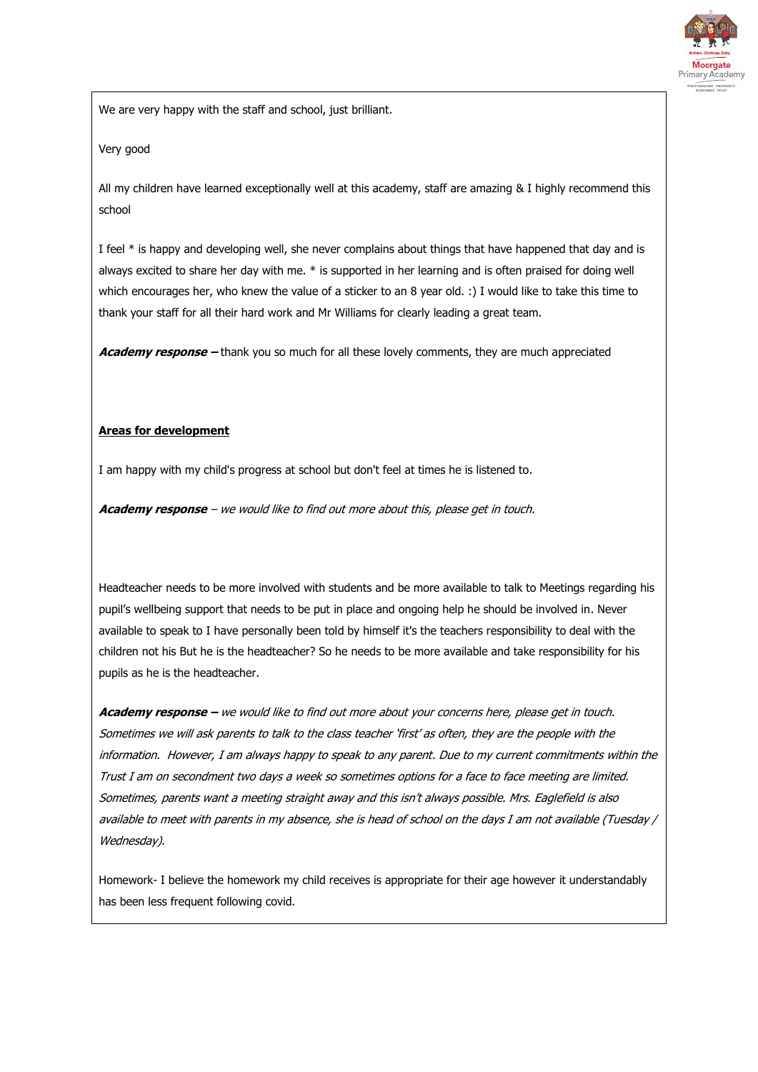We are very happy with the staff and school, just brilliant.

Very good

All my children have learned exceptionally well at this academy, staff are amazing & I highly recommend this school

I feel * is happy and developing well, she never complains about things that have happened that day and is always excited to share her day with me. * is supported in her learning and is often praised for doing well which encourages her, who knew the value of a sticker to an 8 year old. :) I would like to take this time to thank your staff for all their hard work and Mr Williams for clearly leading a great team.

***Academy response –*** thank you so much for all these lovely comments, they are much appreciated

**Areas for development**

I am happy with my child's progress at school but don't feel at times he is listened to.

***Academy response*** *– we would like to find out more about this, please get in touch.*

Headteacher needs to be more involved with students and be more available to talk to Meetings regarding his pupil's wellbeing support that needs to be put in place and ongoing help he should be involved in. Never available to speak to I have personally been told by himself it's the teachers responsibility to deal with the children not his But he is the headteacher? So he needs to be more available and take responsibility for his pupils as he is the headteacher.

***Academy response –*** *we would like to find out more about your concerns here, please get in touch. Sometimes we will ask parents to talk to the class teacher 'first' as often, they are the people with the information. However, I am always happy to speak to any parent. Due to my current commitments within the Trust I am on secondment two days a week so sometimes options for a face to face meeting are limited. Sometimes, parents want a meeting straight away and this isn't always possible. Mrs. Eaglefield is also available to meet with parents in my absence, she is head of school on the days I am not available (Tuesday / Wednesday).*

Homework- I believe the homework my child receives is appropriate for their age however it understandably has been less frequent following covid.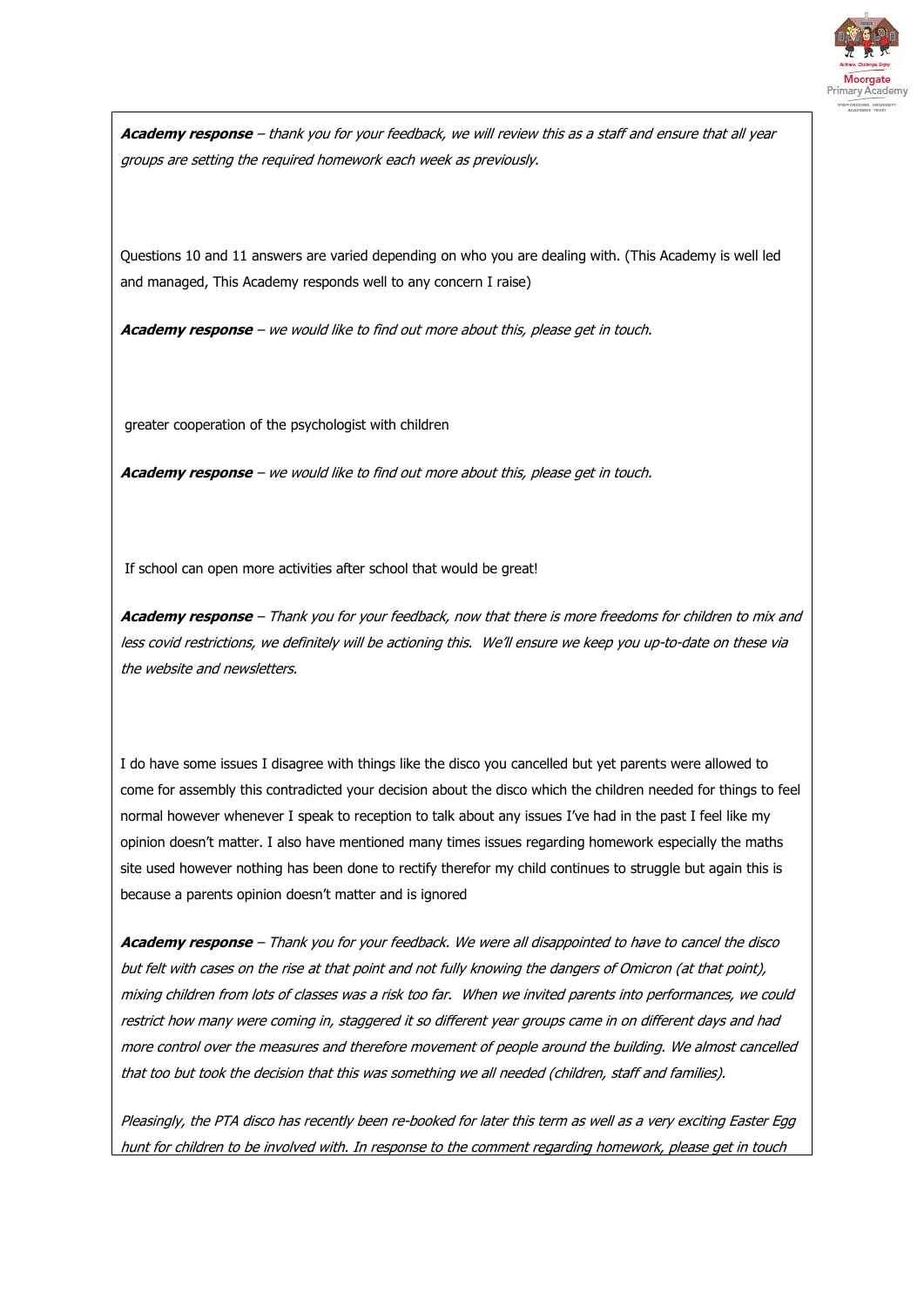***Academy response*** *– thank you for your feedback, we will review this as a staff and ensure that all year groups are setting the required homework each week as previously.*

Questions 10 and 11 answers are varied depending on who you are dealing with. (This Academy is well led and managed, This Academy responds well to any concern I raise)

***Academy response*** *– we would like to find out more about this, please get in touch.*

greater cooperation of the psychologist with children

***Academy response*** *– we would like to find out more about this, please get in touch.*

If school can open more activities after school that would be great!

***Academy response*** *– Thank you for your feedback, now that there is more freedoms for children to mix and less covid restrictions, we definitely will be actioning this. We'll ensure we keep you up-to-date on these via the website and newsletters.*

I do have some issues I disagree with things like the disco you cancelled but yet parents were allowed to come for assembly this contradicted your decision about the disco which the children needed for things to feel normal however whenever I speak to reception to talk about any issues I've had in the past I feel like my opinion doesn't matter. I also have mentioned many times issues regarding homework especially the maths site used however nothing has been done to rectify therefor my child continues to struggle but again this is because a parents opinion doesn't matter and is ignored

***Academy response*** *– Thank you for your feedback. We were all disappointed to have to cancel the disco but felt with cases on the rise at that point and not fully knowing the dangers of Omicron (at that point), mixing children from lots of classes was a risk too far. When we invited parents into performances, we could restrict how many were coming in, staggered it so different year groups came in on different days and had more control over the measures and therefore movement of people around the building. We almost cancelled that too but took the decision that this was something we all needed (children, staff and families).*

*Pleasingly, the PTA disco has recently been re-booked for later this term as well as a very exciting Easter Egg hunt for children to be involved with. In response to the comment regarding homework, please get in touch*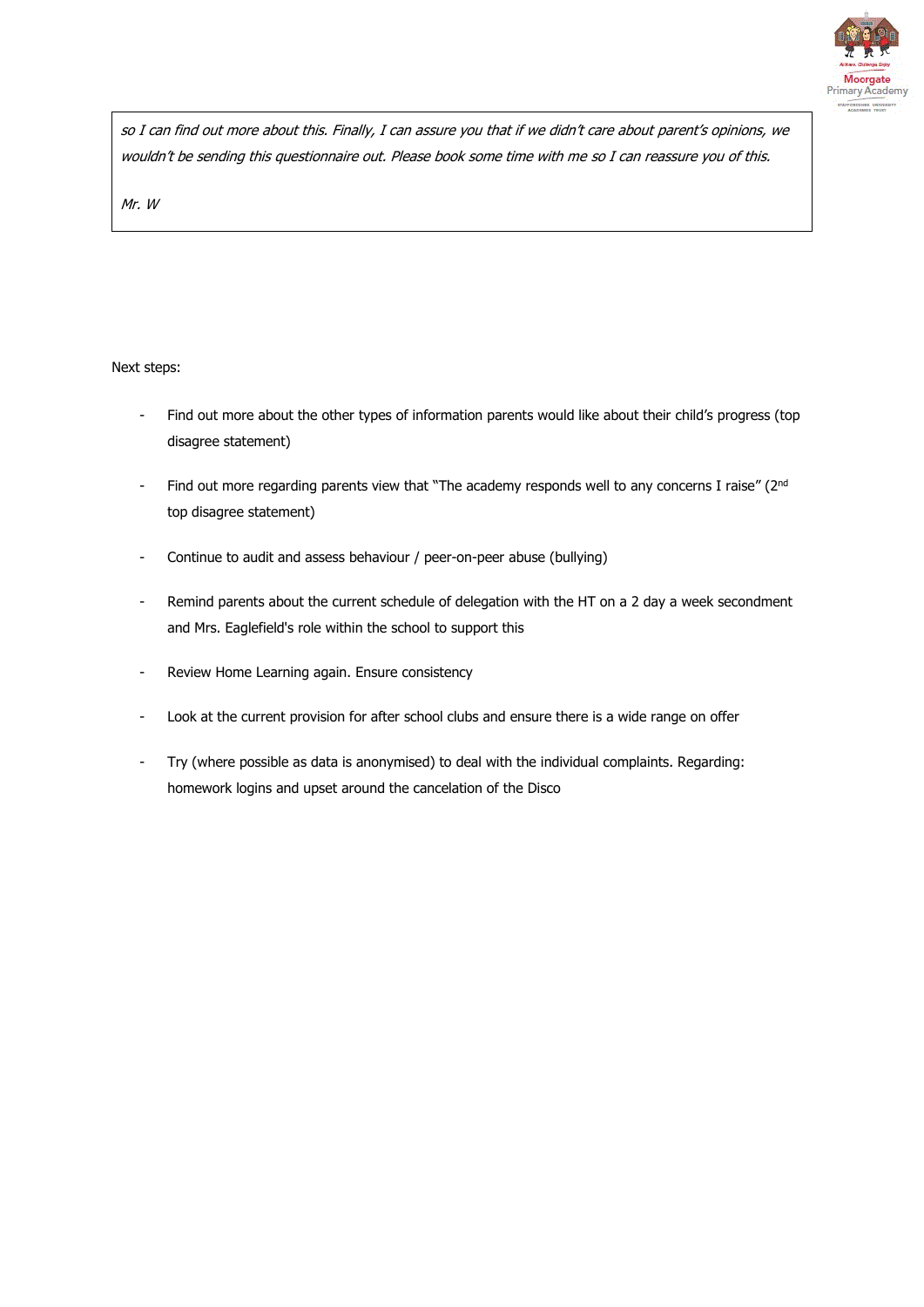*so I can find out more about this. Finally, I can assure you that if we didn't care about parent's opinions, we wouldn't be sending this questionnaire out. Please book some time with me so I can reassure you of this.*

*Mr. W*

Next steps:

- Find out more about the other types of information parents would like about their child's progress (top disagree statement)
- Find out more regarding parents view that "The academy responds well to any concerns I raise" (2nd top disagree statement)
- Continue to audit and assess behaviour / peer-on-peer abuse (bullying)
- Remind parents about the current schedule of delegation with the HT on a 2 day a week secondment and Mrs. Eaglefield's role within the school to support this
- Review Home Learning again. Ensure consistency
- Look at the current provision for after school clubs and ensure there is a wide range on offer
- Try (where possible as data is anonymised) to deal with the individual complaints. Regarding: homework logins and upset around the cancelation of the Disco